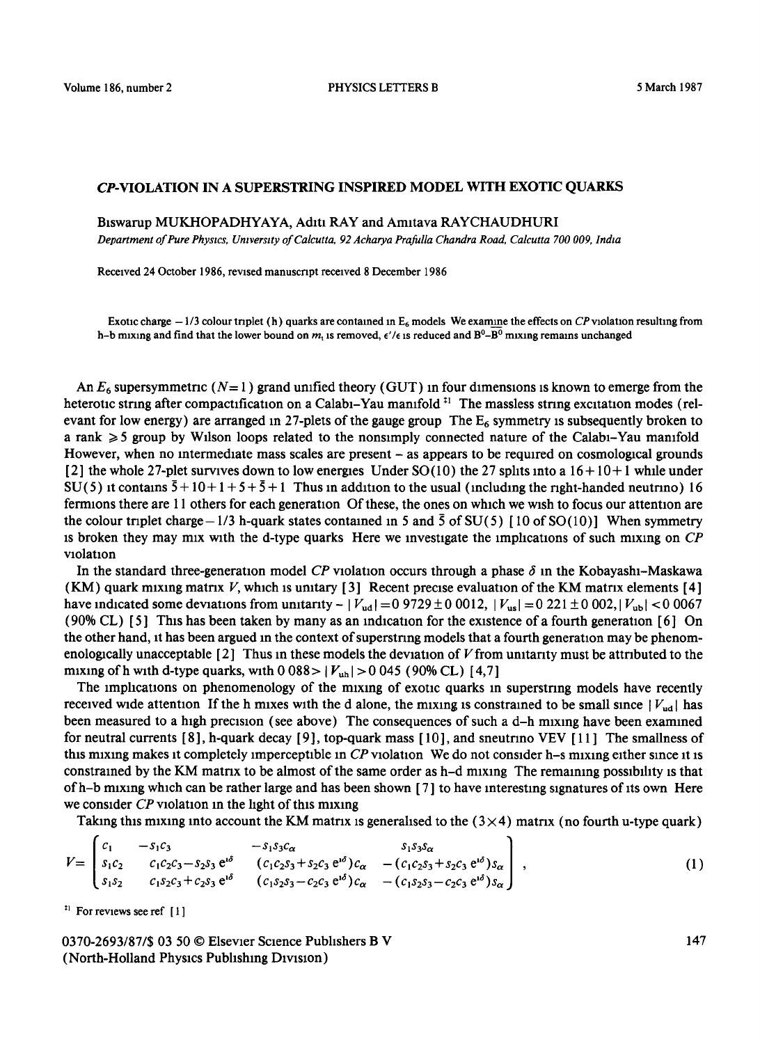# *CP*-VIOLATION IN A SUPERSTRING INSPIRED MODEL WITH EXOTIC QUARKS

Biswarup MUKHOPADHYAYA, Aditi RAY and Amitava RAYCHAUDHURI

*Department of Pure Physics, University of Calcutta, 92 Acharya Prafulla Chandra Road, Calcutta 700 009, India*

Received 24 October 1986, revised manuscript received 8 December 1986

Exotic charge $-1/3$ colour triplet (h) quarks are contained in $E_6$ models We examine the effects on *CP* violation resulting from h–b mixing and find that the lower bound on $m_t$ is removed, $\epsilon'/\epsilon$ is reduced and $B^0$–$\bar{B}^0$ mixing remains unchanged

An $E_6$ supersymmetric ($N=1$) grand unified theory (GUT) in four dimensions is known to emerge from the heterotic string after compactification on a Calabi–Yau manifold [‡1] The massless string excitation modes (relevant for low energy) are arranged in 27-plets of the gauge group The $E_6$ symmetry is subsequently broken to a rank $\geqslant 5$ group by Wilson loops related to the nonsimply connected nature of the Calabi–Yau manifold However, when no intermediate mass scales are present – as appears to be required on cosmological grounds [2] the whole 27-plet survives down to low energies Under SO(10) the 27 splits into a $16+10+1$ while under SU(5) it contains $\bar{5}+10+1+5+\bar{5}+1$ Thus in addition to the usual (including the right-handed neutrino) 16 fermions there are 11 others for each generation Of these, the ones on which we wish to focus our attention are the colour triplet charge $-1/3$ h-quark states contained in 5 and $\bar{5}$ of SU(5) [10 of SO(10)] When symmetry is broken they may mix with the d-type quarks Here we investigate the implications of such mixing on *CP* violation

In the standard three-generation model *CP* violation occurs through a phase $\delta$ in the Kobayashi–Maskawa (KM) quark mixing matrix $V$, which is unitary [3] Recent precise evaluation of the KM matrix elements [4] have indicated some deviations from unitarity – $|V_{ud}| = 0.9729 \pm 0.0012$, $|V_{us}| = 0.221 \pm 0.002$, $|V_{ub}| < 0.0067$ (90% CL) [5] This has been taken by many as an indication for the existence of a fourth generation [6] On the other hand, it has been argued in the context of superstring models that a fourth generation may be phenomenologically unacceptable [2] Thus in these models the deviation of $V$ from unitarity must be attributed to the mixing of h with d-type quarks, with $0.088 > |V_{uh}| > 0.045$ (90% CL) [4,7]

The implications on phenomenology of the mixing of exotic quarks in superstring models have recently received wide attention If the h mixes with the d alone, the mixing is constrained to be small since $|V_{ud}|$ has been measured to a high precision (see above) The consequences of such a d–h mixing have been examined for neutral currents [8], h-quark decay [9], top-quark mass [10], and sneutrino VEV [11] The smallness of this mixing makes it completely imperceptible in *CP* violation We do not consider h–s mixing either since it is constrained by the KM matrix to be almost of the same order as h–d mixing The remaining possibility is that of h–b mixing which can be rather large and has been shown [7] to have interesting signatures of its own Here we consider *CP* violation in the light of this mixing

Taking this mixing into account the KM matrix is generalised to the ($3\times4$) matrix (no fourth u-type quark)

$$V = \begin{pmatrix} c_1 & -s_1c_3 & -s_1s_3c_\alpha & s_1s_3s_\alpha \\ s_1c_2 & c_1c_2c_3 - s_2s_3\,e^{i\delta} & (c_1c_2s_3 + s_2c_3\,e^{i\delta})c_\alpha & -(c_1c_2s_3 + s_2c_3\,e^{i\delta})s_\alpha \\ s_1s_2 & c_1s_2c_3 + c_2s_3\,e^{i\delta} & (c_1s_2s_3 - c_2c_3\,e^{i\delta})c_\alpha & -(c_1s_2s_3 - c_2c_3\,e^{i\delta})s_\alpha \end{pmatrix}, \tag{1}$$

[‡1] For reviews see ref [1]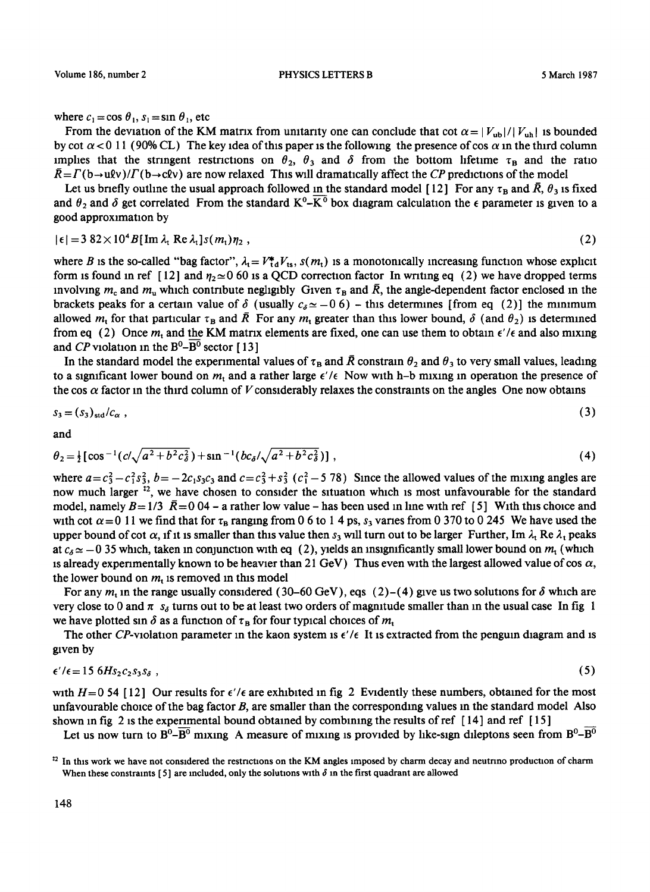where $c_1 = \cos\theta_1$, $s_1 = \sin\theta_1$, etc

From the deviation of the KM matrix from unitarity one can conclude that $\cot\alpha = |V_{ub}|/|V_{uh}|$ is bounded by $\cot\alpha < 0.11$ (90% CL). The key idea of this paper is the following: the presence of $\cos\alpha$ in the third column implies that the stringent restrictions on $\theta_2$, $\theta_3$ and $\delta$ from the bottom lifetime $\tau_B$ and the ratio $\bar{R} = \Gamma(b\to u\ell\nu)/\Gamma(b\to c\ell\nu)$ are now relaxed. This will dramatically affect the *CP* predictions of the model.

Let us briefly outline the usual approach followed in the standard model [12]. For any $\tau_B$ and $\bar{R}$, $\theta_3$ is fixed and $\theta_2$ and $\delta$ get correlated. From the standard $K^0$–$\overline{K^0}$ box diagram calculation the $\epsilon$ parameter is given to a good approximation by

$$|\epsilon| = 3.82\times 10^4 B[\mathrm{Im}\,\lambda_t\ \mathrm{Re}\,\lambda_t]s(m_t)\eta_2\ , \tag{2}$$

where $B$ is the so-called "bag factor", $\lambda_t = V^*_{td}V_{ts}$, $s(m_t)$ is a monotonically increasing function whose explicit form is found in ref [12] and $\eta_2 \simeq 0.60$ is a QCD correction factor. In writing eq (2) we have dropped terms involving $m_c$ and $m_u$ which contribute negligibly. Given $\tau_B$ and $\bar{R}$, the angle-dependent factor enclosed in the brackets peaks for a certain value of $\delta$ (usually $c_\delta \simeq -0.6$) – this determines [from eq (2)] the minimum allowed $m_t$ for that particular $\tau_B$ and $\bar{R}$. For any $m_t$ greater than this lower bound, $\delta$ (and $\theta_2$) is determined from eq (2). Once $m_t$ and the KM matrix elements are fixed, one can use them to obtain $\epsilon'/\epsilon$ and also mixing and *CP* violation in the $B^0$–$\overline{B^0}$ sector [13].

In the standard model the experimental values of $\tau_B$ and $\bar{R}$ constrain $\theta_2$ and $\theta_3$ to very small values, leading to a significant lower bound on $m_t$ and a rather large $\epsilon'/\epsilon$. Now with h–b mixing in operation the presence of the $\cos\alpha$ factor in the third column of $V$ considerably relaxes the constraints on the angles. One now obtains

$$s_3 = (s_3)_{\mathrm{std}}/c_\alpha\ , \tag{3}$$

and

$$\theta_2 = \tfrac{1}{2}[\cos^{-1}(c/\sqrt{a^2+b^2c_\delta^2}) + \sin^{-1}(bc_\delta/\sqrt{a^2+b^2c_\delta^2})]\ , \tag{4}$$

where $a = c_3^2 - c_1^2 s_3^2$, $b = -2c_1s_3c_3$ and $c = c_3^2 + s_3^2\ (c_1^2 - 5.78)$. Since the allowed values of the mixing angles are now much larger [‡2], we have chosen to consider the situation which is most unfavourable for the standard model, namely $B = 1/3$. $\bar{R} = 0.04$ – a rather low value – has been used in line with ref [5]. With this choice and with $\cot\alpha = 0.11$ we find that for $\tau_B$ ranging from 0.6 to 1.4 ps, $s_3$ varies from 0.370 to 0.245. We have used the upper bound of $\cot\alpha$; if it is smaller than this value then $s_3$ will turn out to be larger. Further, $\mathrm{Im}\,\lambda_t\ \mathrm{Re}\,\lambda_t$ peaks at $c_\delta \simeq -0.35$ which, taken in conjunction with eq (2), yields an insignificantly small lower bound on $m_t$ (which is already experimentally known to be heavier than 21 GeV). Thus even with the largest allowed value of $\cos\alpha$, the lower bound on $m_t$ is removed in this model.

For any $m_t$ in the range usually considered (30–60 GeV), eqs (2)–(4) give us two solutions for $\delta$ which are very close to 0 and $\pi$. $s_\delta$ turns out to be at least two orders of magnitude smaller than in the usual case. In fig 1 we have plotted $\sin\delta$ as a function of $\tau_B$ for four typical choices of $m_t$.

The other *CP*-violation parameter in the kaon system is $\epsilon'/\epsilon$. It is extracted from the penguin diagram and is given by

$$\epsilon'/\epsilon = 15.6 H s_2 c_2 s_3 s_\delta\ , \tag{5}$$

with $H = 0.54$ [12]. Our results for $\epsilon'/\epsilon$ are exhibited in fig 2. Evidently these numbers, obtained for the most unfavourable choice of the bag factor $B$, are smaller than the corresponding values in the standard model. Also shown in fig 2 is the experimental bound obtained by combining the results of ref [14] and ref [15].

Let us now turn to $B^0$–$\overline{B^0}$ mixing. A measure of mixing is provided by like-sign dileptons seen from $B^0$–$\overline{B^0}$

[‡2] In this work we have not considered the restrictions on the KM angles imposed by charm decay and neutrino production of charm. When these constraints [5] are included, only the solutions with $\delta$ in the first quadrant are allowed.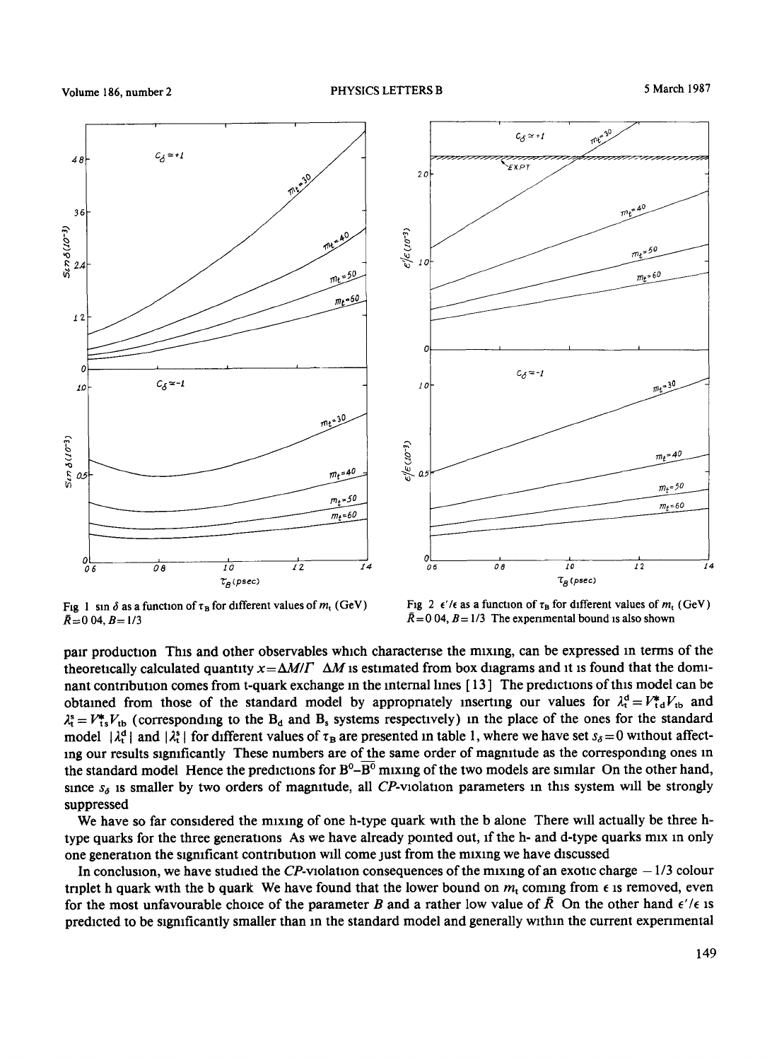Fig 1 $\sin\delta$ as a function of $\tau_B$ for different values of $m_t$ (GeV) $\bar{R}=0.04$, $B=1/3$

Fig 2 $\epsilon'/\epsilon$ as a function of $\tau_B$ for different values of $m_t$ (GeV) $\bar{R}=0.04$, $B=1/3$ The experimental bound is also shown

pair production This and other observables which characterise the mixing, can be expressed in terms of the theoretically calculated quantity $x=\Delta M/\Gamma$ $\Delta M$ is estimated from box diagrams and it is found that the dominant contribution comes from t-quark exchange in the internal lines [13] The predictions of this model can be obtained from those of the standard model by appropriately inserting our values for $\lambda_t^d = V_{td}^* V_{tb}$ and $\lambda_t^s = V_{ts}^* V_{tb}$ (corresponding to the $B_d$ and $B_s$ systems respectively) in the place of the ones for the standard model $|\lambda_t^d|$ and $|\lambda_t^s|$ for different values of $\tau_B$ are presented in table 1, where we have set $s_\delta = 0$ without affecting our results significantly These numbers are of the same order of magnitude as the corresponding ones in the standard model Hence the predictions for $B^0$–$\bar{B}^0$ mixing of the two models are similar On the other hand, since $s_\delta$ is smaller by two orders of magnitude, all CP-violation parameters in this system will be strongly suppressed

We have so far considered the mixing of one h-type quark with the b alone There will actually be three h-type quarks for the three generations As we have already pointed out, if the h- and d-type quarks mix in only one generation then the significant contribution will come just from the mixing we have discussed

In conclusion, we have studied the CP-violation consequences of the mixing of an exotic charge $-1/3$ colour triplet h quark with the b quark We have found that the lower bound on $m_t$ coming from $\epsilon$ is removed, even for the most unfavourable choice of the parameter $B$ and a rather low value of $\bar{R}$ On the other hand $\epsilon'/\epsilon$ is predicted to be significantly smaller than in the standard model and generally within the current experimental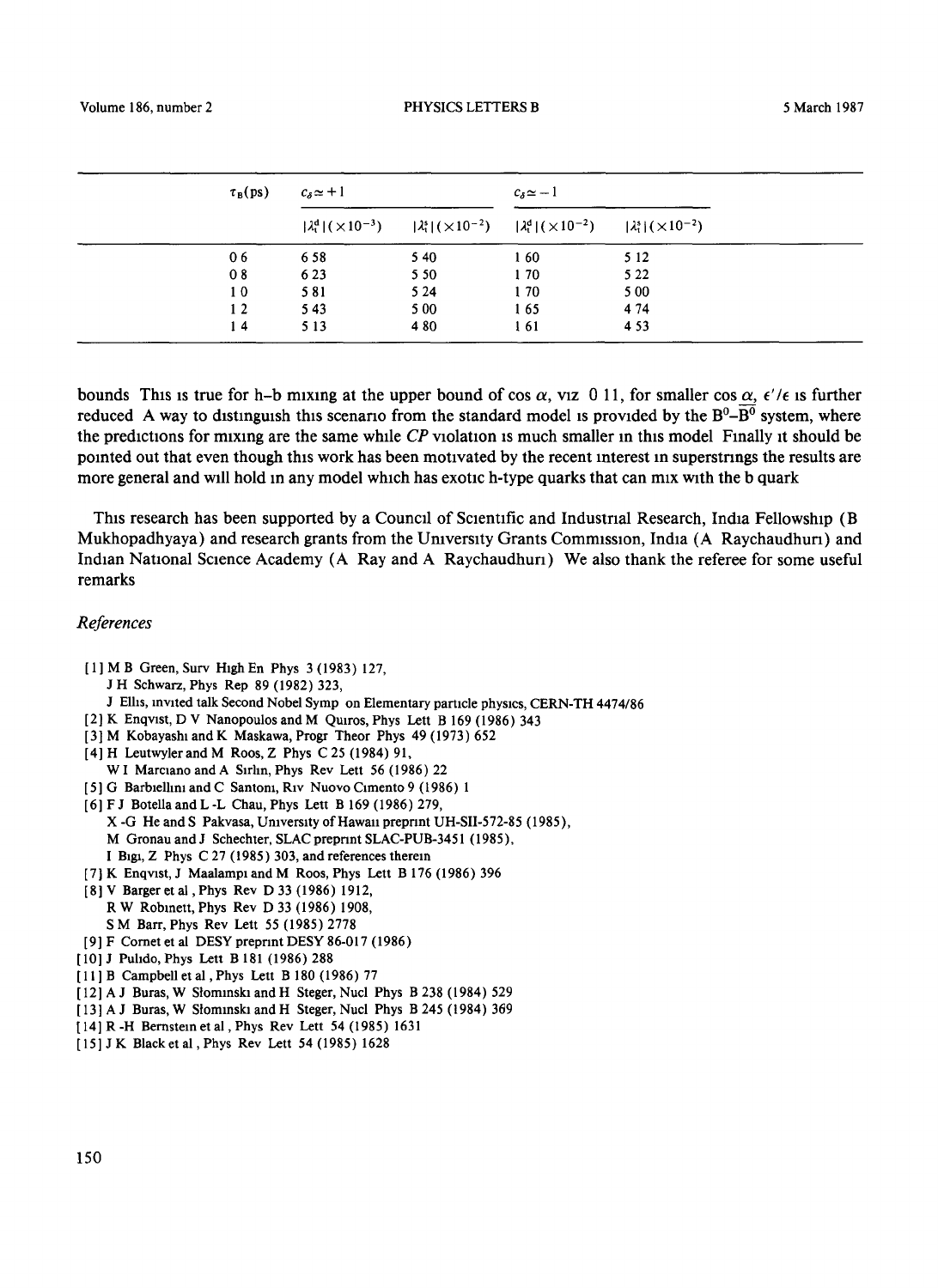| $\tau_B$(ps) | $c_\delta \simeq +1$ | | $c_\delta \simeq -1$ | |
|---|---|---|---|---|
| | $\lvert\lambda_t^d\rvert(\times 10^{-3})$ | $\lvert\lambda_t^s\rvert(\times 10^{-2})$ | $\lvert\lambda_t^d\rvert(\times 10^{-2})$ | $\lvert\lambda_t^s\rvert(\times 10^{-2})$ |
| 0 6 | 6 58 | 5 40 | 1 60 | 5 12 |
| 0 8 | 6 23 | 5 50 | 1 70 | 5 22 |
| 1 0 | 5 81 | 5 24 | 1 70 | 5 00 |
| 1 2 | 5 43 | 5 00 | 1 65 | 4 74 |
| 1 4 | 5 13 | 4 80 | 1 61 | 4 53 |

bounds This is true for h–b mixing at the upper bound of cos $\alpha$, viz 0 11, for smaller cos $\underline{\alpha}$, $\epsilon'/\epsilon$ is further reduced A way to distinguish this scenario from the standard model is provided by the $B^0$–$\overline{B^0}$ system, where the predictions for mixing are the same while *CP* violation is much smaller in this model Finally it should be pointed out that even though this work has been motivated by the recent interest in superstrings the results are more general and will hold in any model which has exotic h-type quarks that can mix with the b quark

This research has been supported by a Council of Scientific and Industrial Research, India Fellowship (B Mukhopadhyaya) and research grants from the University Grants Commission, India (A Raychaudhuri) and Indian National Science Academy (A Ray and A Raychaudhuri) We also thank the referee for some useful remarks

## *References*

[1] M B Green, Surv High En Phys 3 (1983) 127,
J H Schwarz, Phys Rep 89 (1982) 323,
J Ellis, invited talk Second Nobel Symp on Elementary particle physics, CERN-TH 4474/86

[2] K Enqvist, D V Nanopoulos and M Quiros, Phys Lett B 169 (1986) 343

[3] M Kobayashi and K Maskawa, Progr Theor Phys 49 (1973) 652

[4] H Leutwyler and M Roos, Z Phys C 25 (1984) 91,
W I Marciano and A Sirlin, Phys Rev Lett 56 (1986) 22

[5] G Barbiellini and C Santoni, Riv Nuovo Cimento 9 (1986) 1

[6] F J Botella and L -L Chau, Phys Lett B 169 (1986) 279,
X -G He and S Pakvasa, University of Hawaii preprint UH-SII-572-85 (1985),
M Gronau and J Schechter, SLAC preprint SLAC-PUB-3451 (1985),
I Bigi, Z Phys C 27 (1985) 303, and references therein

[7] K Enqvist, J Maalampi and M Roos, Phys Lett B 176 (1986) 396

[8] V Barger et al , Phys Rev D 33 (1986) 1912,
R W Robinett, Phys Rev D 33 (1986) 1908,
S M Barr, Phys Rev Lett 55 (1985) 2778

[9] F Cornet et al DESY preprint DESY 86-017 (1986)

[10] J Pulido, Phys Lett B 181 (1986) 288

[11] B Campbell et al , Phys Lett B 180 (1986) 77

[12] A J Buras, W Slominski and H Steger, Nucl Phys B 238 (1984) 529

[13] A J Buras, W Slominski and H Steger, Nucl Phys B 245 (1984) 369

[14] R -H Bernstein et al , Phys Rev Lett 54 (1985) 1631

[15] J K Black et al , Phys Rev Lett 54 (1985) 1628